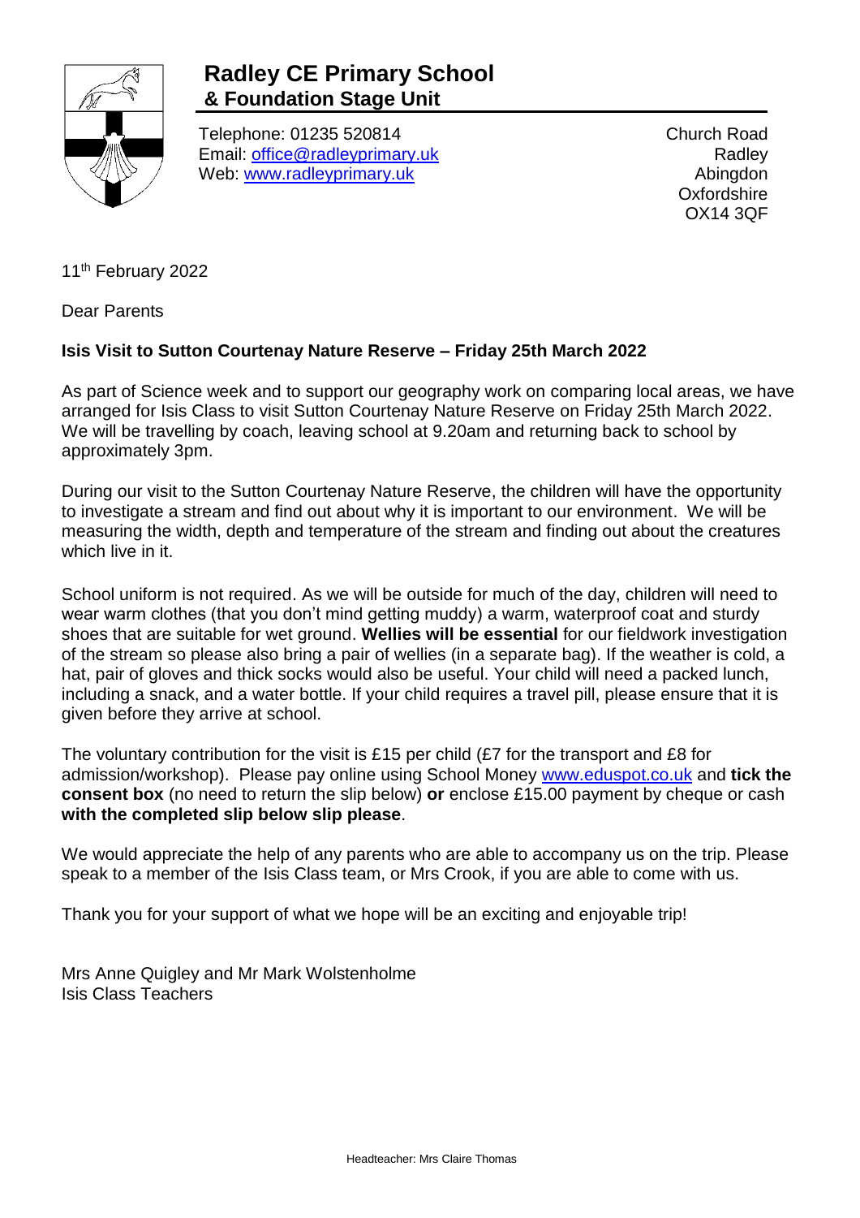# Radley CE Primary School
## & Foundation Stage Unit

Telephone: 01235 520814
Email: office@radleyprimary.uk
Web: www.radleyprimary.uk

Church Road
Radley
Abingdon
Oxfordshire
OX14 3QF

11th February 2022

Dear Parents

**Isis Visit to Sutton Courtenay Nature Reserve – Friday 25th March 2022**

As part of Science week and to support our geography work on comparing local areas, we have arranged for Isis Class to visit Sutton Courtenay Nature Reserve on Friday 25th March 2022. We will be travelling by coach, leaving school at 9.20am and returning back to school by approximately 3pm.

During our visit to the Sutton Courtenay Nature Reserve, the children will have the opportunity to investigate a stream and find out about why it is important to our environment. We will be measuring the width, depth and temperature of the stream and finding out about the creatures which live in it.

School uniform is not required. As we will be outside for much of the day, children will need to wear warm clothes (that you don't mind getting muddy) a warm, waterproof coat and sturdy shoes that are suitable for wet ground. **Wellies will be essential** for our fieldwork investigation of the stream so please also bring a pair of wellies (in a separate bag). If the weather is cold, a hat, pair of gloves and thick socks would also be useful. Your child will need a packed lunch, including a snack, and a water bottle. If your child requires a travel pill, please ensure that it is given before they arrive at school.

The voluntary contribution for the visit is £15 per child (£7 for the transport and £8 for admission/workshop). Please pay online using School Money www.eduspot.co.uk and **tick the consent box** (no need to return the slip below) **or** enclose £15.00 payment by cheque or cash **with the completed slip below slip please**.

We would appreciate the help of any parents who are able to accompany us on the trip. Please speak to a member of the Isis Class team, or Mrs Crook, if you are able to come with us.

Thank you for your support of what we hope will be an exciting and enjoyable trip!

Mrs Anne Quigley and Mr Mark Wolstenholme
Isis Class Teachers

Headteacher: Mrs Claire Thomas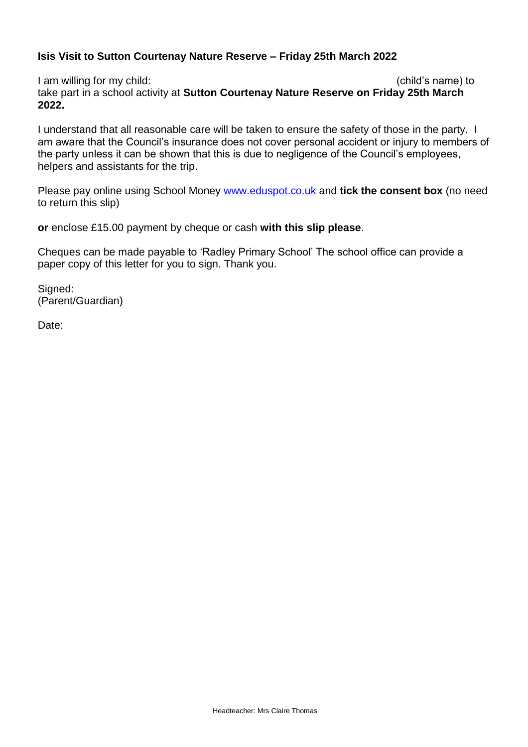**Isis Visit to Sutton Courtenay Nature Reserve – Friday 25th March 2022**

I am willing for my child: (child's name) to take part in a school activity at **Sutton Courtenay Nature Reserve on Friday 25th March 2022.**

I understand that all reasonable care will be taken to ensure the safety of those in the party. I am aware that the Council's insurance does not cover personal accident or injury to members of the party unless it can be shown that this is due to negligence of the Council's employees, helpers and assistants for the trip.

Please pay online using School Money [www.eduspot.co.uk](http://www.eduspot.co.uk) and **tick the consent box** (no need to return this slip)

**or** enclose £15.00 payment by cheque or cash **with this slip please**.

Cheques can be made payable to 'Radley Primary School' The school office can provide a paper copy of this letter for you to sign. Thank you.

Signed:
(Parent/Guardian)

Date:

Headteacher: Mrs Claire Thomas